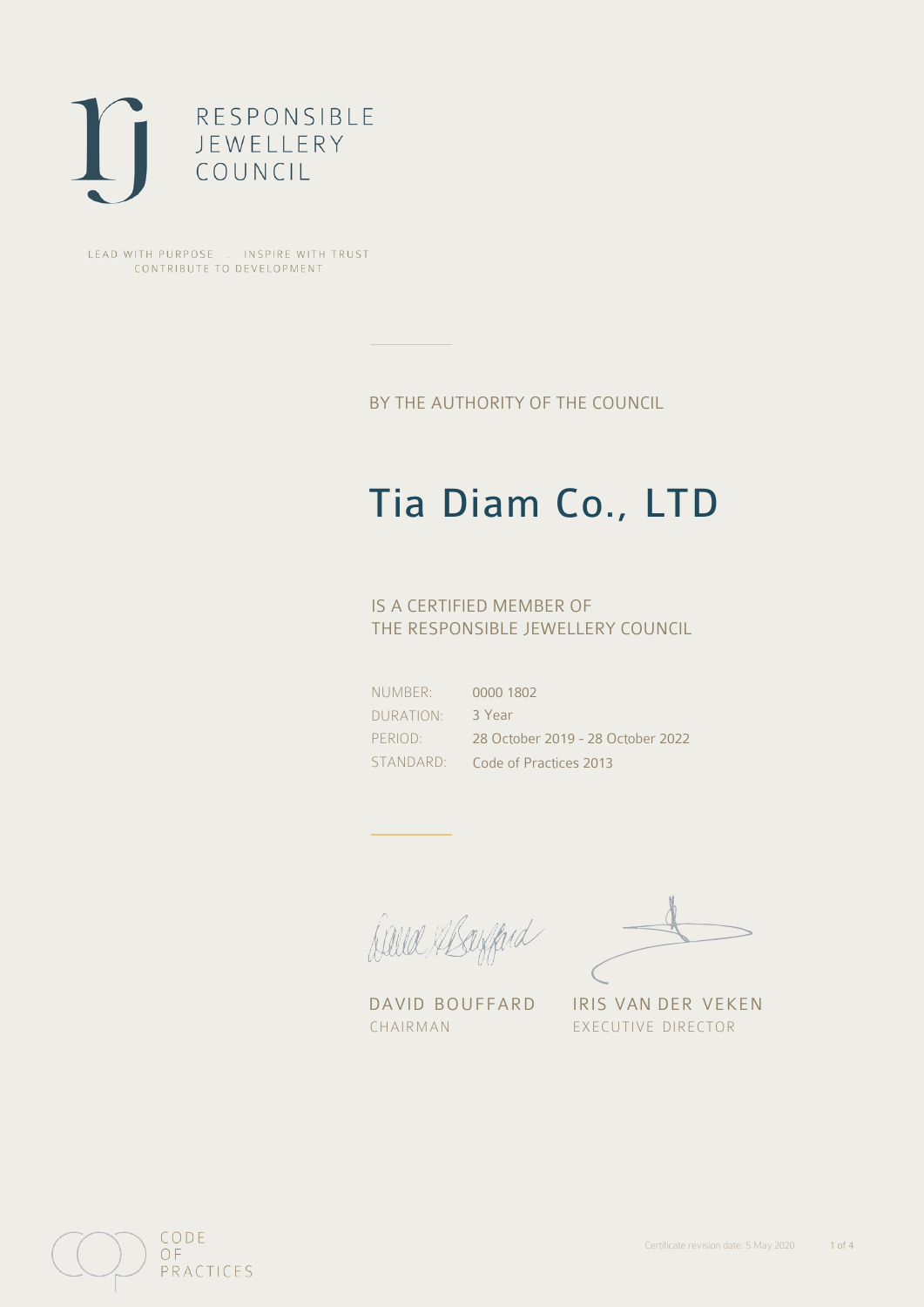RESPONSIBLE JEWELLERY COUNCIL

LEAD WITH PURPOSE . INSPIRE WITH TRUST
CONTRIBUTE TO DEVELOPMENT

BY THE AUTHORITY OF THE COUNCIL

# Tia Diam Co., LTD

IS A CERTIFIED MEMBER OF
THE RESPONSIBLE JEWELLERY COUNCIL

| | |
|---|---|
| NUMBER: | 0000 1802 |
| DURATION: | 3 Year |
| PERIOD: | 28 October 2019 - 28 October 2022 |
| STANDARD: | Code of Practices 2013 |

DAVID BOUFFARD
CHAIRMAN

IRIS VAN DER VEKEN
EXECUTIVE DIRECTOR

CODE OF PRACTICES

Certificate revision date: 5 May 2020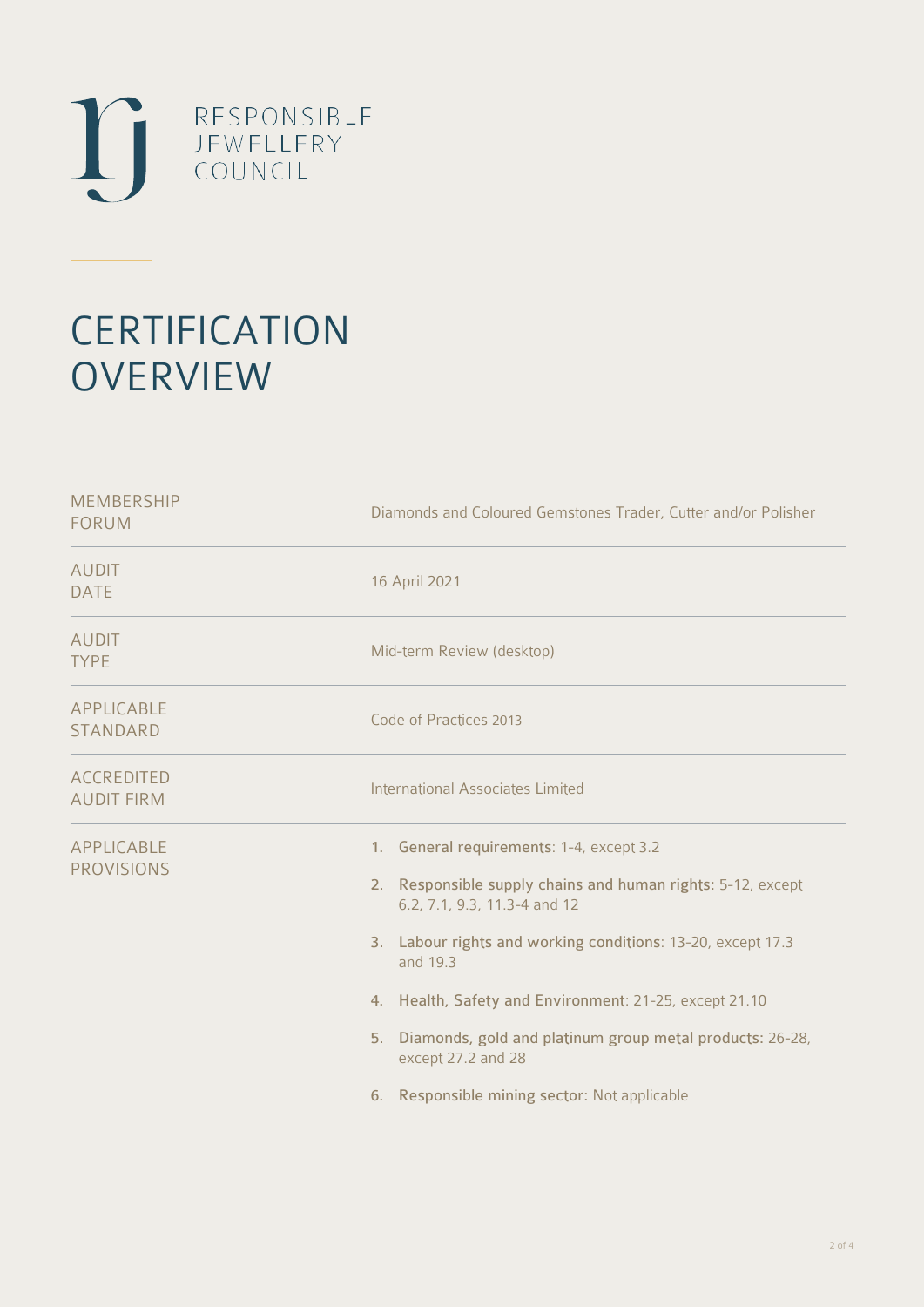RESPONSIBLE JEWELLERY COUNCIL

# CERTIFICATION OVERVIEW

| | |
|---|---|
| MEMBERSHIP FORUM | Diamonds and Coloured Gemstones Trader, Cutter and/or Polisher |
| AUDIT DATE | 16 April 2021 |
| AUDIT TYPE | Mid-term Review (desktop) |
| APPLICABLE STANDARD | Code of Practices 2013 |
| ACCREDITED AUDIT FIRM | International Associates Limited |
| APPLICABLE PROVISIONS | 1. **General requirements**: 1-4, except 3.2<br>2. **Responsible supply chains and human rights**: 5-12, except 6.2, 7.1, 9.3, 11.3-4 and 12<br>3. **Labour rights and working conditions**: 13-20, except 17.3 and 19.3<br>4. **Health, Safety and Environment**: 21-25, except 21.10<br>5. **Diamonds, gold and platinum group metal products**: 26-28, except 27.2 and 28<br>6. **Responsible mining sector**: Not applicable |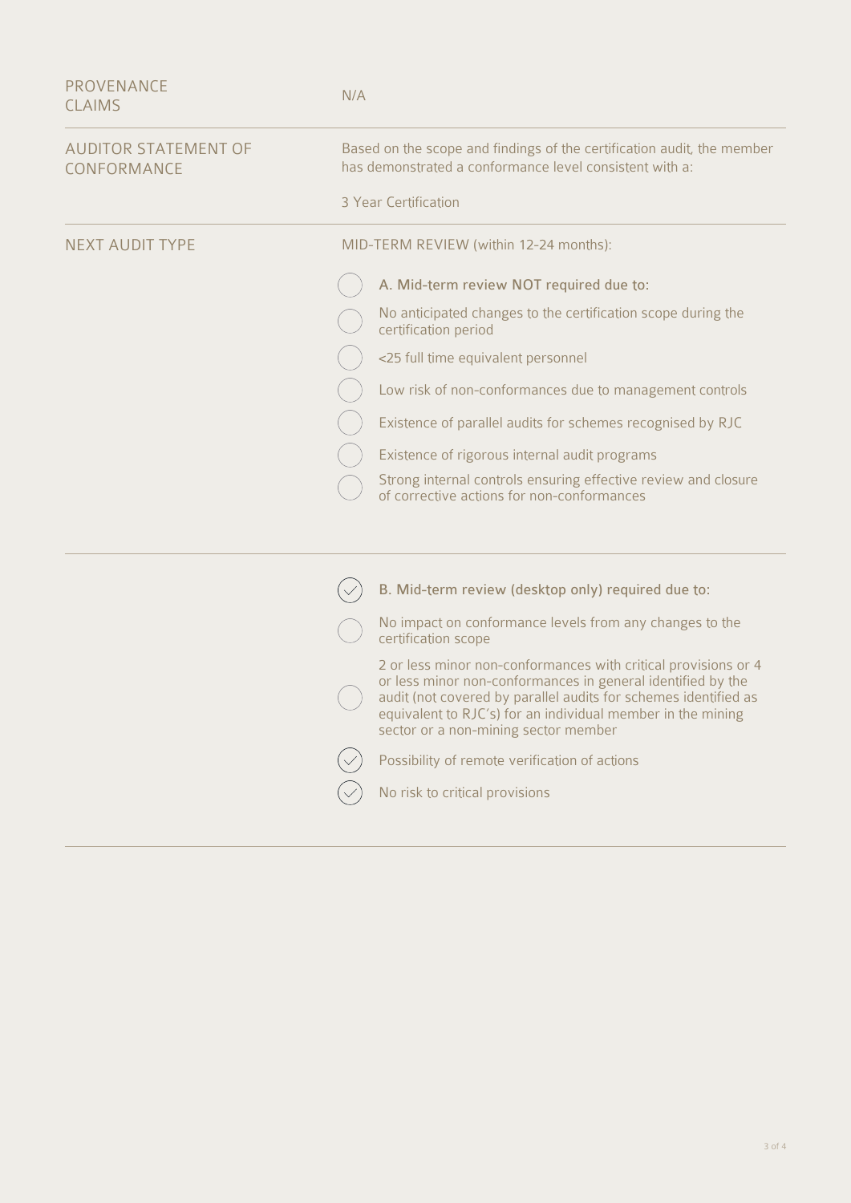| | |
|---|---|
| PROVENANCE CLAIMS | N/A |
| AUDITOR STATEMENT OF CONFORMANCE | Based on the scope and findings of the certification audit, the member has demonstrated a conformance level consistent with a:<br><br>3 Year Certification |
| NEXT AUDIT TYPE | MID-TERM REVIEW (within 12-24 months): |

- [ ] **A. Mid-term review NOT required due to:**
- [ ] No anticipated changes to the certification scope during the certification period
- [ ] <25 full time equivalent personnel
- [ ] Low risk of non-conformances due to management controls
- [ ] Existence of parallel audits for schemes recognised by RJC
- [ ] Existence of rigorous internal audit programs
- [ ] Strong internal controls ensuring effective review and closure of corrective actions for non-conformances

---

- [x] **B. Mid-term review (desktop only) required due to:**
- [ ] No impact on conformance levels from any changes to the certification scope
- [ ] 2 or less minor non-conformances with critical provisions or 4 or less minor non-conformances in general identified by the audit (not covered by parallel audits for schemes identified as equivalent to RJC's) for an individual member in the mining sector or a non-mining sector member
- [x] Possibility of remote verification of actions
- [x] No risk to critical provisions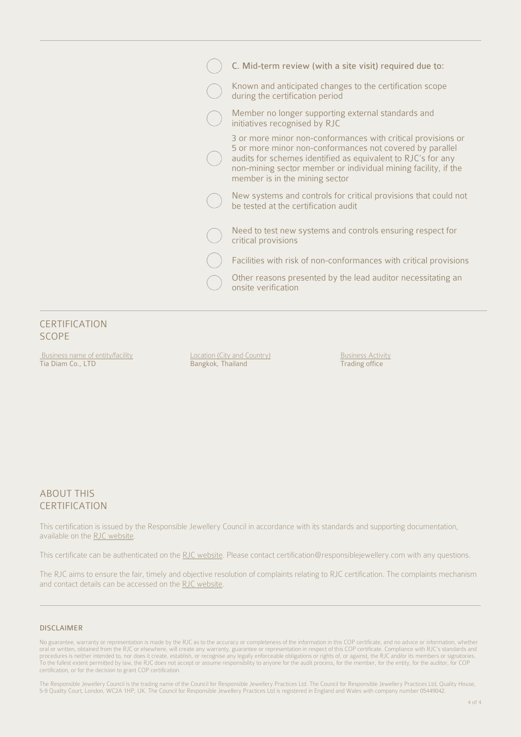- [ ] C. Mid-term review (with a site visit) required due to:
- [ ] Known and anticipated changes to the certification scope during the certification period
- [ ] Member no longer supporting external standards and initiatives recognised by RJC
- [ ] 3 or more minor non-conformances with critical provisions or 5 or more minor non-conformances not covered by parallel audits for schemes identified as equivalent to RJC's for any non-mining sector member or individual mining facility, if the member is in the mining sector
- [ ] New systems and controls for critical provisions that could not be tested at the certification audit
- [ ] Need to test new systems and controls ensuring respect for critical provisions
- [ ] Facilities with risk of non-conformances with critical provisions
- [ ] Other reasons presented by the lead auditor necessitating an onsite verification

## CERTIFICATION SCOPE

| Business name of entity/facility | Location (City and Country) | Business Activity |
|---|---|---|
| Tia Diam Co., LTD | Bangkok, Thailand | Trading office |

## ABOUT THIS CERTIFICATION

This certification is issued by the Responsible Jewellery Council in accordance with its standards and supporting documentation, available on the RJC website.

This certificate can be authenticated on the RJC website. Please contact certification@responsiblejewellery.com with any questions.

The RJC aims to ensure the fair, timely and objective resolution of complaints relating to RJC certification. The complaints mechanism and contact details can be accessed on the RJC website.

### DISCLAIMER

No guarantee, warranty or representation is made by the RJC as to the accuracy or completeness of the information in this COP certificate, and no advice or information, whether oral or written, obtained from the RJC or elsewhere, will create any warranty, guarantee or representation in respect of this COP certificate. Compliance with RJC's standards and procedures is neither intended to, nor does it create, establish, or recognise any legally enforceable obligations or rights of, or against, the RJC and/or its members or signatories. To the fullest extent permitted by law, the RJC does not accept or assume responsibility to anyone for the audit process, for the member, for the entity, for the auditor, for COP certification, or for the decision to grant COP certification.

The Responsible Jewellery Council is the trading name of the Council for Responsible Jewellery Practices Ltd. The Council for Responsible Jewellery Practices Ltd, Quality House, 5-9 Quality Court, London, WC2A 1HP, UK. The Council for Responsible Jewellery Practices Ltd is registered in England and Wales with company number 05449042.